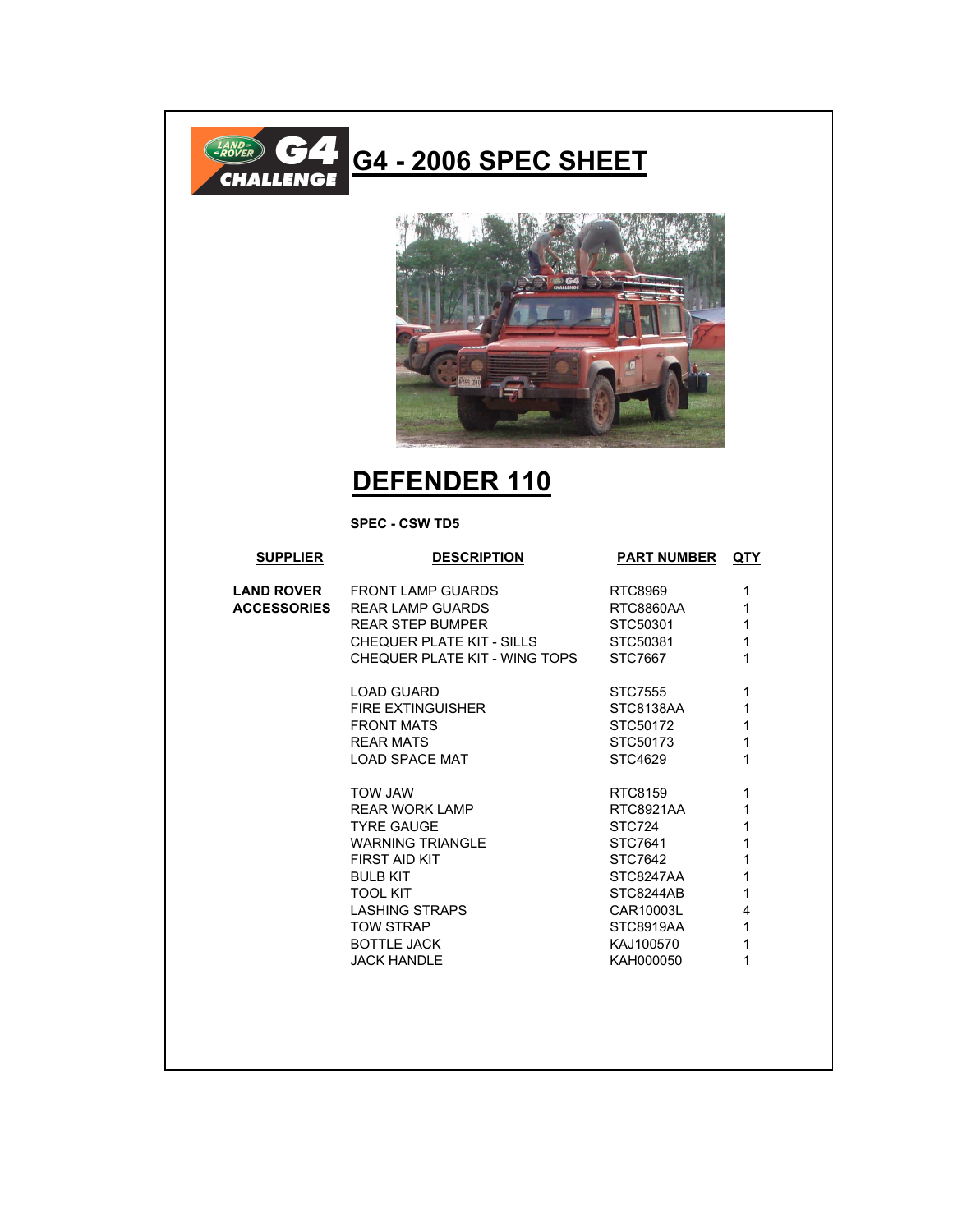# G4 - 2006 SPEC SHEET

## DEFENDER 110

**SPEC - CSW TD5**

| SUPPLIER | DESCRIPTION | PART NUMBER | QTY |
|---|---|---|---|
| **LAND ROVER ACCESSORIES** | FRONT LAMP GUARDS | RTC8969 | 1 |
| | REAR LAMP GUARDS | RTC8860AA | 1 |
| | REAR STEP BUMPER | STC50301 | 1 |
| | CHEQUER PLATE KIT - SILLS | STC50381 | 1 |
| | CHEQUER PLATE KIT - WING TOPS | STC7667 | 1 |
| | LOAD GUARD | STC7555 | 1 |
| | FIRE EXTINGUISHER | STC8138AA | 1 |
| | FRONT MATS | STC50172 | 1 |
| | REAR MATS | STC50173 | 1 |
| | LOAD SPACE MAT | STC4629 | 1 |
| | TOW JAW | RTC8159 | 1 |
| | REAR WORK LAMP | RTC8921AA | 1 |
| | TYRE GAUGE | STC724 | 1 |
| | WARNING TRIANGLE | STC7641 | 1 |
| | FIRST AID KIT | STC7642 | 1 |
| | BULB KIT | STC8247AA | 1 |
| | TOOL KIT | STC8244AB | 1 |
| | LASHING STRAPS | CAR10003L | 4 |
| | TOW STRAP | STC8919AA | 1 |
| | BOTTLE JACK | KAJ100570 | 1 |
| | JACK HANDLE | KAH000050 | 1 |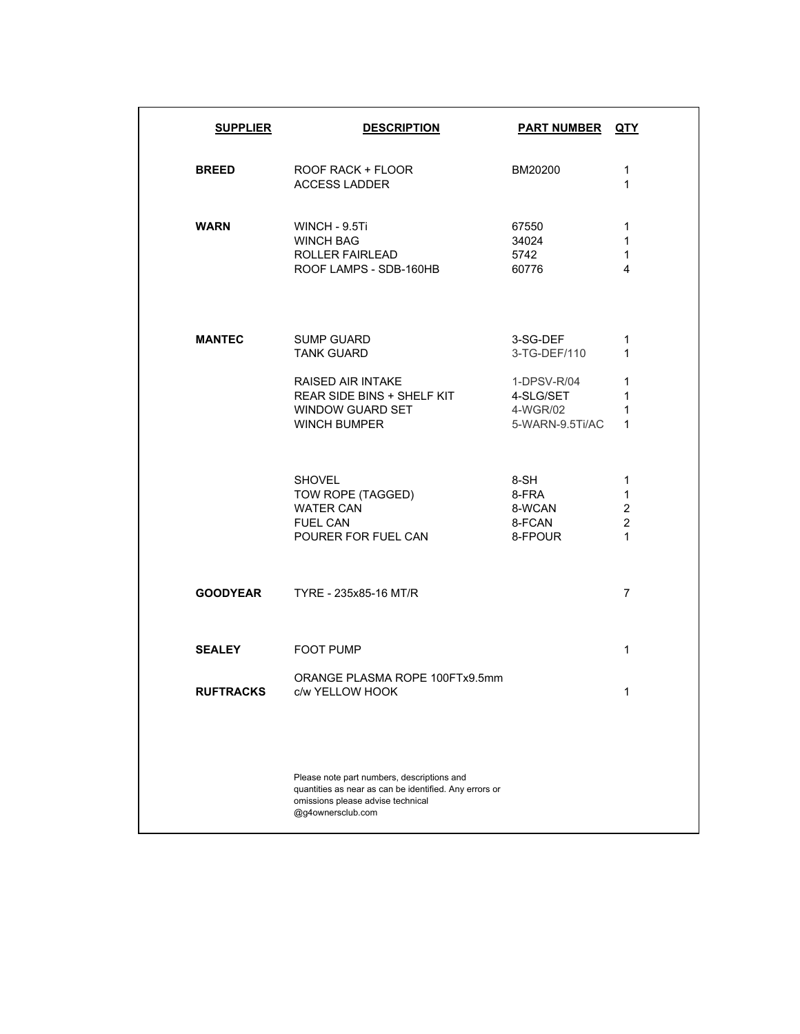| SUPPLIER | DESCRIPTION | PART NUMBER | QTY |
|---|---|---|---|
| BREED | ROOF RACK + FLOOR | BM20200 | 1 |
| | ACCESS LADDER | | 1 |
| WARN | WINCH - 9.5Ti | 67550 | 1 |
| | WINCH BAG | 34024 | 1 |
| | ROLLER FAIRLEAD | 5742 | 1 |
| | ROOF LAMPS - SDB-160HB | 60776 | 4 |
| MANTEC | SUMP GUARD | 3-SG-DEF | 1 |
| | TANK GUARD | 3-TG-DEF/110 | 1 |
| | RAISED AIR INTAKE | 1-DPSV-R/04 | 1 |
| | REAR SIDE BINS + SHELF KIT | 4-SLG/SET | 1 |
| | WINDOW GUARD SET | 4-WGR/02 | 1 |
| | WINCH BUMPER | 5-WARN-9.5Ti/AC | 1 |
| | SHOVEL | 8-SH | 1 |
| | TOW ROPE (TAGGED) | 8-FRA | 1 |
| | WATER CAN | 8-WCAN | 2 |
| | FUEL CAN | 8-FCAN | 2 |
| | POURER FOR FUEL CAN | 8-FPOUR | 1 |
| GOODYEAR | TYRE - 235x85-16 MT/R | | 7 |
| SEALEY | FOOT PUMP | | 1 |
| RUFTRACKS | ORANGE PLASMA ROPE 100FTx9.5mm c/w YELLOW HOOK | | 1 |

Please note part numbers, descriptions and quantities as near as can be identified. Any errors or omissions please advise technical @g4ownersclub.com